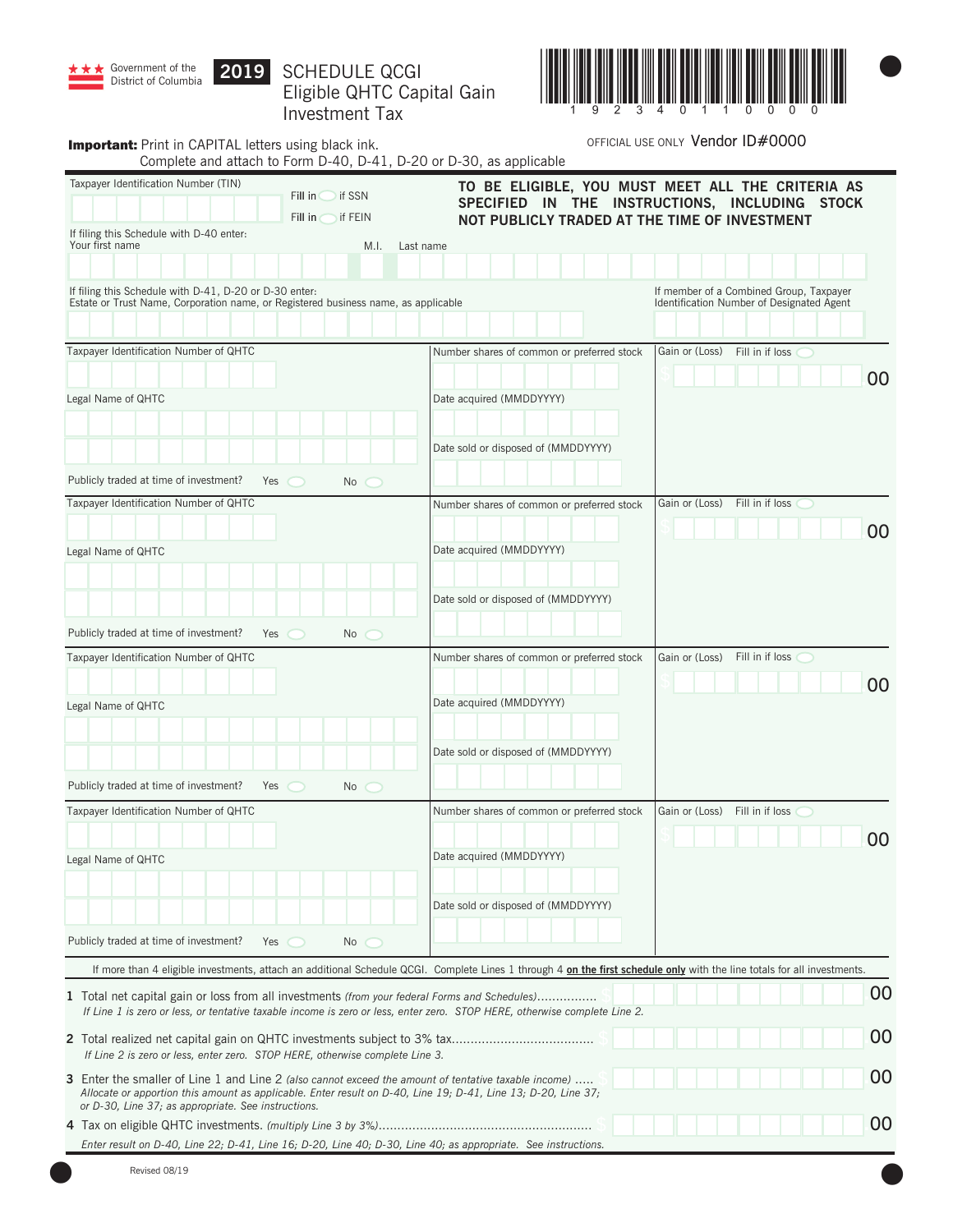Government of the District of Columbia

# 2019 SCHEDULE QCGI
## Eligible QHTC Capital Gain Investment Tax

1 9 2 3 4 0 1 1 0 0 0 0

**Important:** Print in CAPITAL letters using black ink.
Complete and attach to Form D-40, D-41, D-20 or D-30, as applicable

OFFICIAL USE ONLY Vendor ID#0000

Taxpayer Identification Number (TIN) Fill in ◯ if SSN Fill in ◯ if FEIN

**TO BE ELIGIBLE, YOU MUST MEET ALL THE CRITERIA AS SPECIFIED IN THE INSTRUCTIONS, INCLUDING STOCK NOT PUBLICLY TRADED AT THE TIME OF INVESTMENT**

If filing this Schedule with D-40 enter:
Your first name M.I. Last name

If filing this Schedule with D-41, D-20 or D-30 enter:
Estate or Trust Name, Corporation name, or Registered business name, as applicable

If member of a Combined Group, Taxpayer Identification Number of Designated Agent

| Taxpayer Identification Number of QHTC | Number shares of common or preferred stock | Gain or (Loss) Fill in if loss ◯ |
|---|---|---|
| Legal Name of QHTC | Date acquired (MMDDYYYY) | $ .00 |
| | Date sold or disposed of (MMDDYYYY) | |
| Publicly traded at time of investment? Yes ◯ No ◯ | | |

| Taxpayer Identification Number of QHTC | Number shares of common or preferred stock | Gain or (Loss) Fill in if loss ◯ |
|---|---|---|
| Legal Name of QHTC | Date acquired (MMDDYYYY) | $ .00 |
| | Date sold or disposed of (MMDDYYYY) | |
| Publicly traded at time of investment? Yes ◯ No ◯ | | |

| Taxpayer Identification Number of QHTC | Number shares of common or preferred stock | Gain or (Loss) Fill in if loss ◯ |
|---|---|---|
| Legal Name of QHTC | Date acquired (MMDDYYYY) | $ .00 |
| | Date sold or disposed of (MMDDYYYY) | |
| Publicly traded at time of investment? Yes ◯ No ◯ | | |

| Taxpayer Identification Number of QHTC | Number shares of common or preferred stock | Gain or (Loss) Fill in if loss ◯ |
|---|---|---|
| Legal Name of QHTC | Date acquired (MMDDYYYY) | $ .00 |
| | Date sold or disposed of (MMDDYYYY) | |
| Publicly traded at time of investment? Yes ◯ No ◯ | | |

If more than 4 eligible investments, attach an additional Schedule QCGI. Complete Lines 1 through 4 **on the first schedule only** with the line totals for all investments.

**1** Total net capital gain or loss from all investments *(from your federal Forms and Schedules)*................ $ .00
*If Line 1 is zero or less, or tentative taxable income is zero or less, enter zero. STOP HERE, otherwise complete Line 2.*

**2** Total realized net capital gain on QHTC investments subject to 3% tax...................................... $ .00
*If Line 2 is zero or less, enter zero. STOP HERE, otherwise complete Line 3.*

**3** Enter the smaller of Line 1 and Line 2 *(also cannot exceed the amount of tentative taxable income)* ..... $ .00
*Allocate or apportion this amount as applicable. Enter result on D-40, Line 19; D-41, Line 13; D-20, Line 37; or D-30, Line 37; as appropriate. See instructions.*

**4** Tax on eligible QHTC investments. *(multiply Line 3 by 3%)*........................................................ $ .00
*Enter result on D-40, Line 22; D-41, Line 16; D-20, Line 40; D-30, Line 40; as appropriate. See instructions.*

Revised 08/19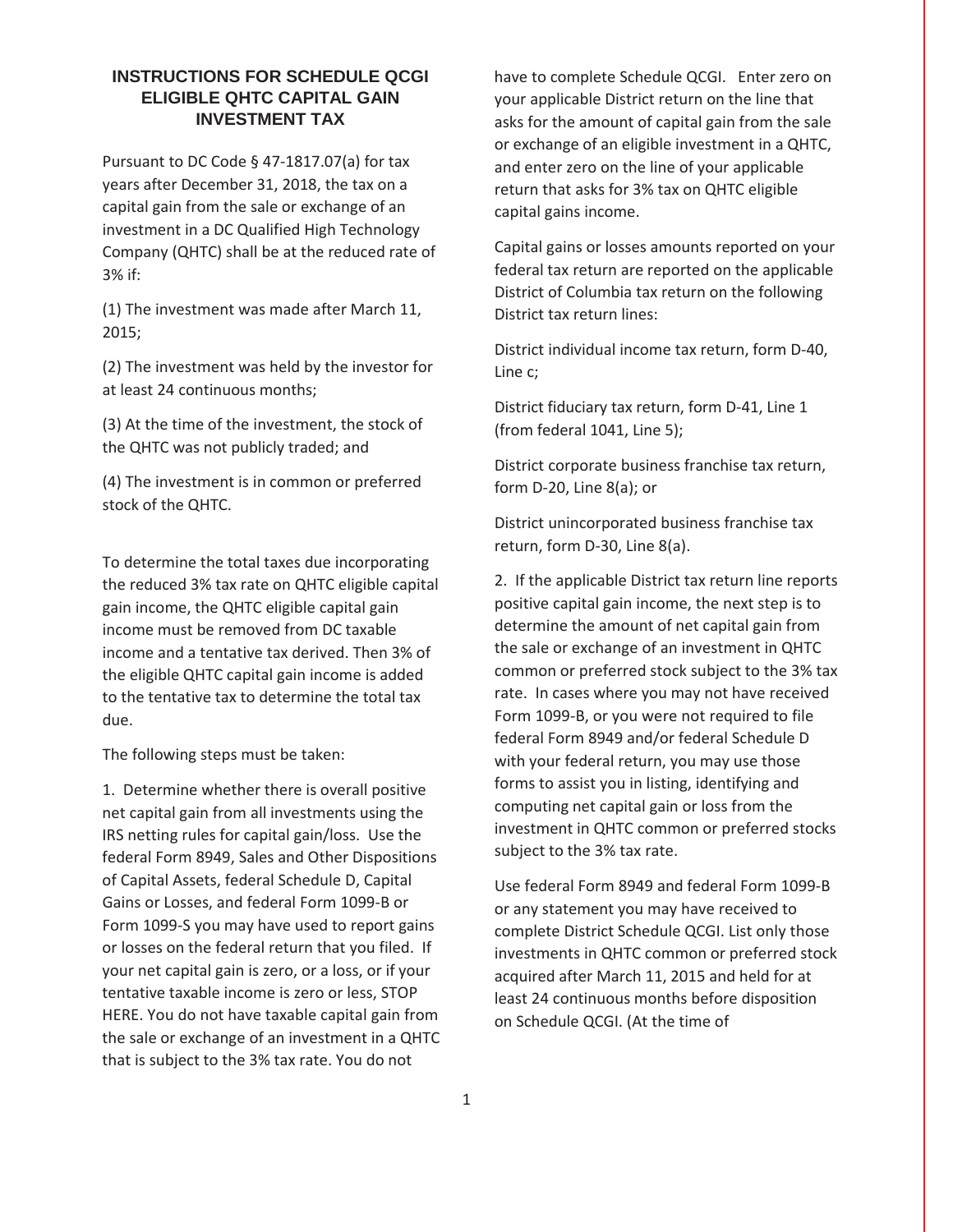## INSTRUCTIONS FOR SCHEDULE QCGI ELIGIBLE QHTC CAPITAL GAIN INVESTMENT TAX

Pursuant to DC Code § 47-1817.07(a) for tax years after December 31, 2018, the tax on a capital gain from the sale or exchange of an investment in a DC Qualified High Technology Company (QHTC) shall be at the reduced rate of 3% if:

(1) The investment was made after March 11, 2015;

(2) The investment was held by the investor for at least 24 continuous months;

(3) At the time of the investment, the stock of the QHTC was not publicly traded; and

(4) The investment is in common or preferred stock of the QHTC.

To determine the total taxes due incorporating the reduced 3% tax rate on QHTC eligible capital gain income, the QHTC eligible capital gain income must be removed from DC taxable income and a tentative tax derived. Then 3% of the eligible QHTC capital gain income is added to the tentative tax to determine the total tax due.

The following steps must be taken:

1. Determine whether there is overall positive net capital gain from all investments using the IRS netting rules for capital gain/loss. Use the federal Form 8949, Sales and Other Dispositions of Capital Assets, federal Schedule D, Capital Gains or Losses, and federal Form 1099-B or Form 1099-S you may have used to report gains or losses on the federal return that you filed. If your net capital gain is zero, or a loss, or if your tentative taxable income is zero or less, STOP HERE. You do not have taxable capital gain from the sale or exchange of an investment in a QHTC that is subject to the 3% tax rate. You do not have to complete Schedule QCGI. Enter zero on your applicable District return on the line that asks for the amount of capital gain from the sale or exchange of an eligible investment in a QHTC, and enter zero on the line of your applicable return that asks for 3% tax on QHTC eligible capital gains income.

Capital gains or losses amounts reported on your federal tax return are reported on the applicable District of Columbia tax return on the following District tax return lines:

District individual income tax return, form D-40, Line c;

District fiduciary tax return, form D-41, Line 1 (from federal 1041, Line 5);

District corporate business franchise tax return, form D-20, Line 8(a); or

District unincorporated business franchise tax return, form D-30, Line 8(a).

2. If the applicable District tax return line reports positive capital gain income, the next step is to determine the amount of net capital gain from the sale or exchange of an investment in QHTC common or preferred stock subject to the 3% tax rate. In cases where you may not have received Form 1099-B, or you were not required to file federal Form 8949 and/or federal Schedule D with your federal return, you may use those forms to assist you in listing, identifying and computing net capital gain or loss from the investment in QHTC common or preferred stocks subject to the 3% tax rate.

Use federal Form 8949 and federal Form 1099-B or any statement you may have received to complete District Schedule QCGI. List only those investments in QHTC common or preferred stock acquired after March 11, 2015 and held for at least 24 continuous months before disposition on Schedule QCGI. (At the time of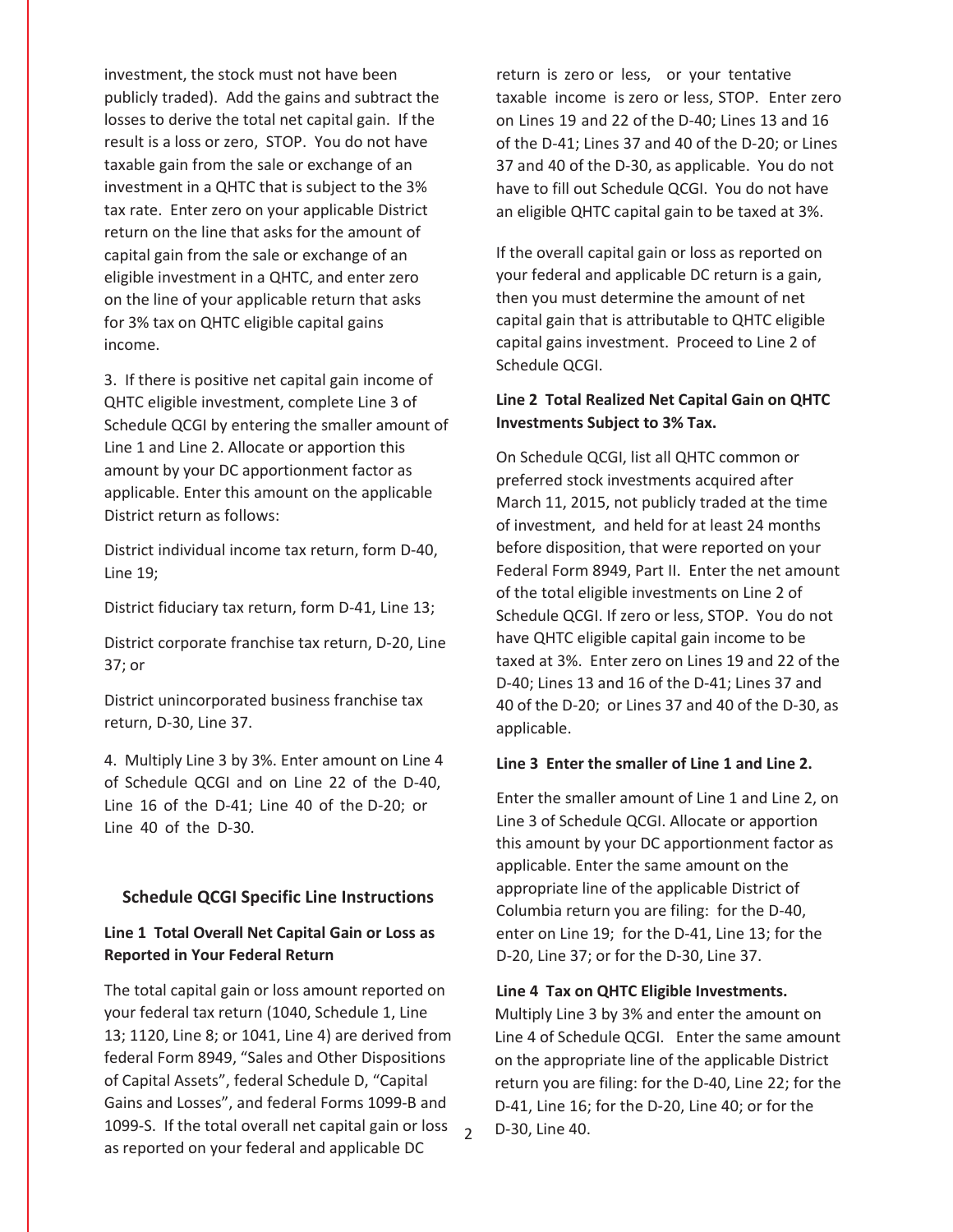investment, the stock must not have been publicly traded). Add the gains and subtract the losses to derive the total net capital gain. If the result is a loss or zero, STOP. You do not have taxable gain from the sale or exchange of an investment in a QHTC that is subject to the 3% tax rate. Enter zero on your applicable District return on the line that asks for the amount of capital gain from the sale or exchange of an eligible investment in a QHTC, and enter zero on the line of your applicable return that asks for 3% tax on QHTC eligible capital gains income.

3. If there is positive net capital gain income of QHTC eligible investment, complete Line 3 of Schedule QCGI by entering the smaller amount of Line 1 and Line 2. Allocate or apportion this amount by your DC apportionment factor as applicable. Enter this amount on the applicable District return as follows:

District individual income tax return, form D-40, Line 19;

District fiduciary tax return, form D-41, Line 13;

District corporate franchise tax return, D-20, Line 37; or

District unincorporated business franchise tax return, D-30, Line 37.

4. Multiply Line 3 by 3%. Enter amount on Line 4 of Schedule QCGI and on Line 22 of the D-40, Line 16 of the D-41; Line 40 of the D-20; or Line 40 of the D-30.

### Schedule QCGI Specific Line Instructions

**Line 1 Total Overall Net Capital Gain or Loss as Reported in Your Federal Return**

The total capital gain or loss amount reported on your federal tax return (1040, Schedule 1, Line 13; 1120, Line 8; or 1041, Line 4) are derived from federal Form 8949, "Sales and Other Dispositions of Capital Assets", federal Schedule D, "Capital Gains and Losses", and federal Forms 1099-B and 1099-S. If the total overall net capital gain or loss as reported on your federal and applicable DC return is zero or less, or your tentative taxable income is zero or less, STOP. Enter zero on Lines 19 and 22 of the D-40; Lines 13 and 16 of the D-41; Lines 37 and 40 of the D-20; or Lines 37 and 40 of the D-30, as applicable. You do not have to fill out Schedule QCGI. You do not have an eligible QHTC capital gain to be taxed at 3%.

If the overall capital gain or loss as reported on your federal and applicable DC return is a gain, then you must determine the amount of net capital gain that is attributable to QHTC eligible capital gains investment. Proceed to Line 2 of Schedule QCGI.

**Line 2 Total Realized Net Capital Gain on QHTC Investments Subject to 3% Tax.**

On Schedule QCGI, list all QHTC common or preferred stock investments acquired after March 11, 2015, not publicly traded at the time of investment, and held for at least 24 months before disposition, that were reported on your Federal Form 8949, Part II. Enter the net amount of the total eligible investments on Line 2 of Schedule QCGI. If zero or less, STOP. You do not have QHTC eligible capital gain income to be taxed at 3%. Enter zero on Lines 19 and 22 of the D-40; Lines 13 and 16 of the D-41; Lines 37 and 40 of the D-20; or Lines 37 and 40 of the D-30, as applicable.

**Line 3 Enter the smaller of Line 1 and Line 2.**

Enter the smaller amount of Line 1 and Line 2, on Line 3 of Schedule QCGI. Allocate or apportion this amount by your DC apportionment factor as applicable. Enter the same amount on the appropriate line of the applicable District of Columbia return you are filing: for the D-40, enter on Line 19; for the D-41, Line 13; for the D-20, Line 37; or for the D-30, Line 37.

**Line 4 Tax on QHTC Eligible Investments.**
Multiply Line 3 by 3% and enter the amount on Line 4 of Schedule QCGI. Enter the same amount on the appropriate line of the applicable District return you are filing: for the D-40, Line 22; for the D-41, Line 16; for the D-20, Line 40; or for the D-30, Line 40.